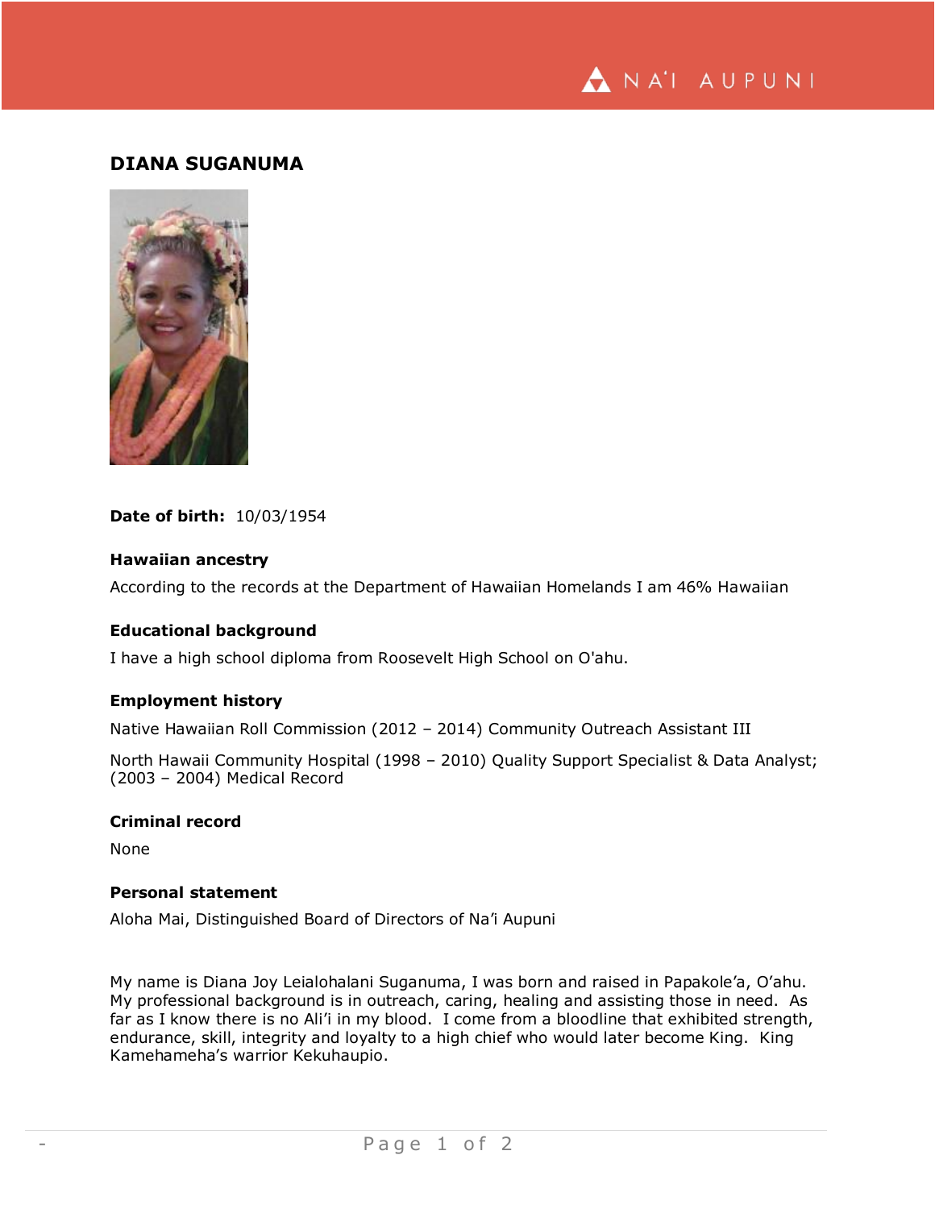# DIANA SUGANUMA

**Date of birth:** 10/03/1954

### Hawaiian ancestry

According to the records at the Department of Hawaiian Homelands I am 46% Hawaiian

### Educational background

I have a high school diploma from Roosevelt High School on O'ahu.

### Employment history

Native Hawaiian Roll Commission (2012 – 2014) Community Outreach Assistant III

North Hawaii Community Hospital (1998 – 2010) Quality Support Specialist & Data Analyst; (2003 – 2004) Medical Record

### Criminal record

None

### Personal statement

Aloha Mai, Distinguished Board of Directors of Na'i Aupuni

My name is Diana Joy Leialohalani Suganuma, I was born and raised in Papakole'a, O'ahu. My professional background is in outreach, caring, healing and assisting those in need. As far as I know there is no Ali'i in my blood. I come from a bloodline that exhibited strength, endurance, skill, integrity and loyalty to a high chief who would later become King. King Kamehameha's warrior Kekuhaupio.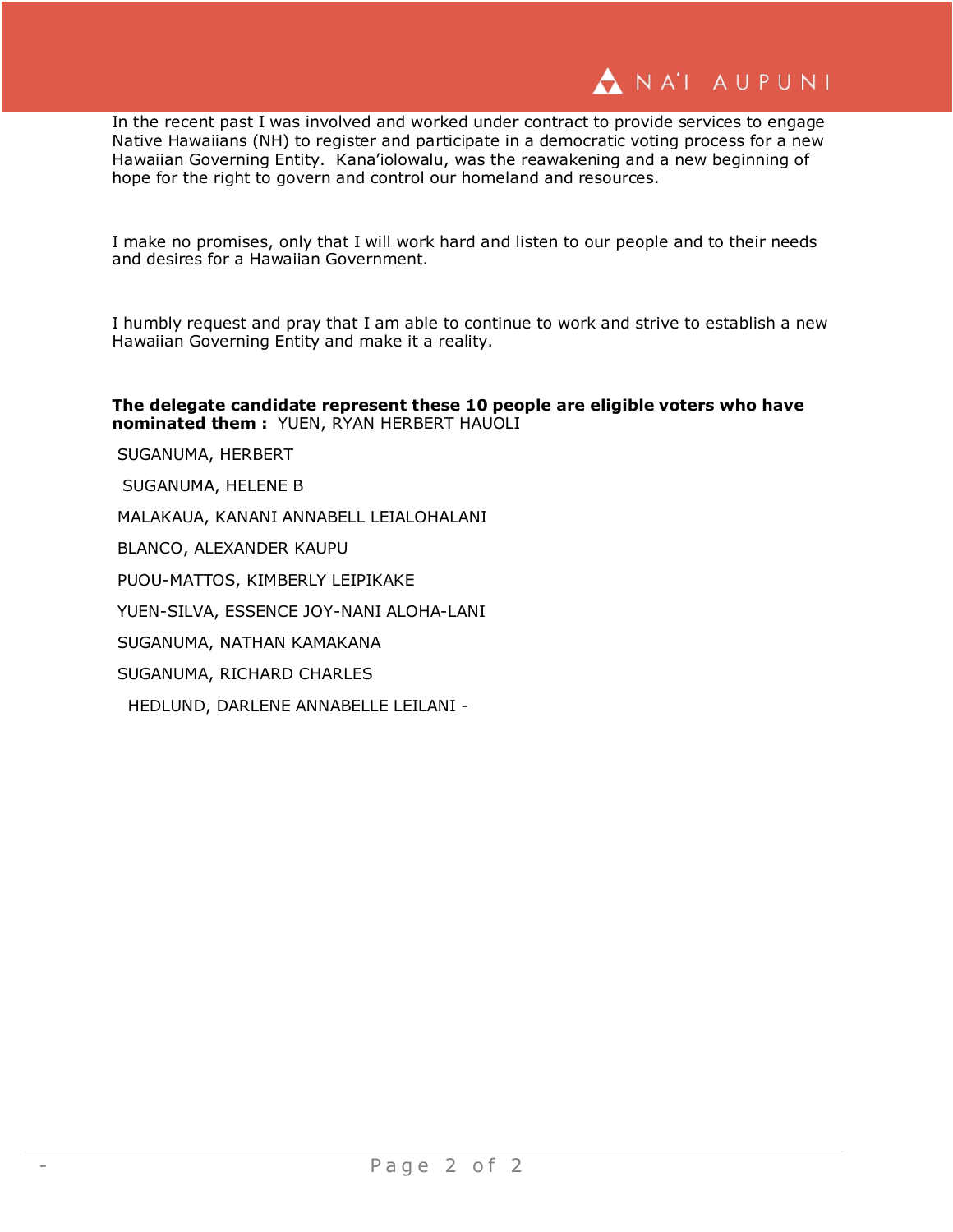In the recent past I was involved and worked under contract to provide services to engage Native Hawaiians (NH) to register and participate in a democratic voting process for a new Hawaiian Governing Entity. Kana'iolowalu, was the reawakening and a new beginning of hope for the right to govern and control our homeland and resources.

I make no promises, only that I will work hard and listen to our people and to their needs and desires for a Hawaiian Government.

I humbly request and pray that I am able to continue to work and strive to establish a new Hawaiian Governing Entity and make it a reality.

**The delegate candidate represent these 10 people are eligible voters who have nominated them :** YUEN, RYAN HERBERT HAUOLI

SUGANUMA, HERBERT

SUGANUMA, HELENE B

MALAKAUA, KANANI ANNABELL LEIALOHALANI

BLANCO, ALEXANDER KAUPU

PUOU-MATTOS, KIMBERLY LEIPIKAKE

YUEN-SILVA, ESSENCE JOY-NANI ALOHA-LANI

SUGANUMA, NATHAN KAMAKANA

SUGANUMA, RICHARD CHARLES

HEDLUND, DARLENE ANNABELLE LEILANI -